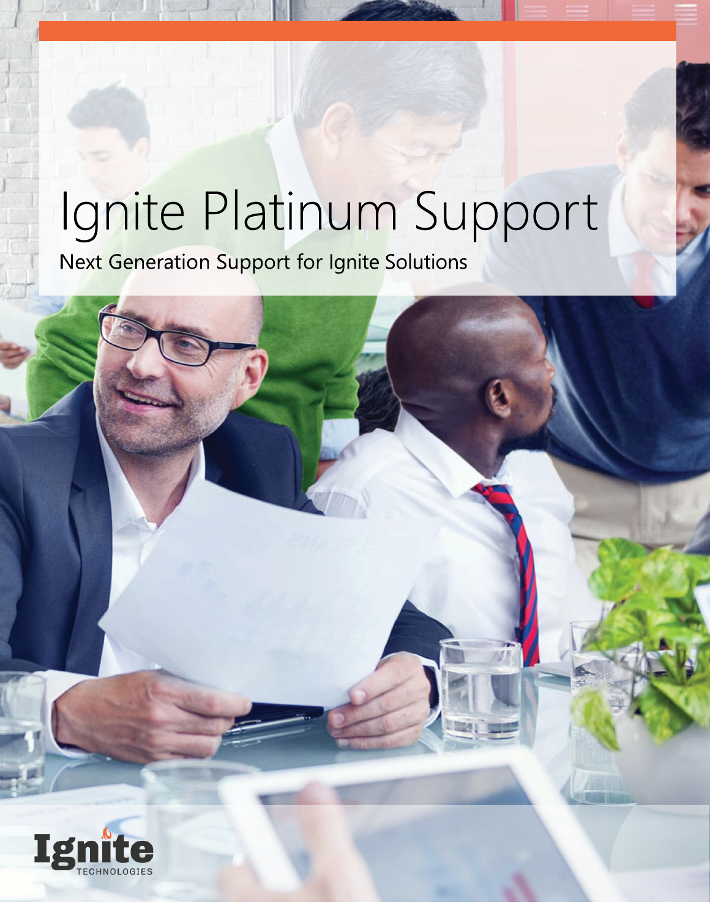# Ignite Platinum Support

Next Generation Support for Ignite Solutions

Ignite TECHNOLOGIES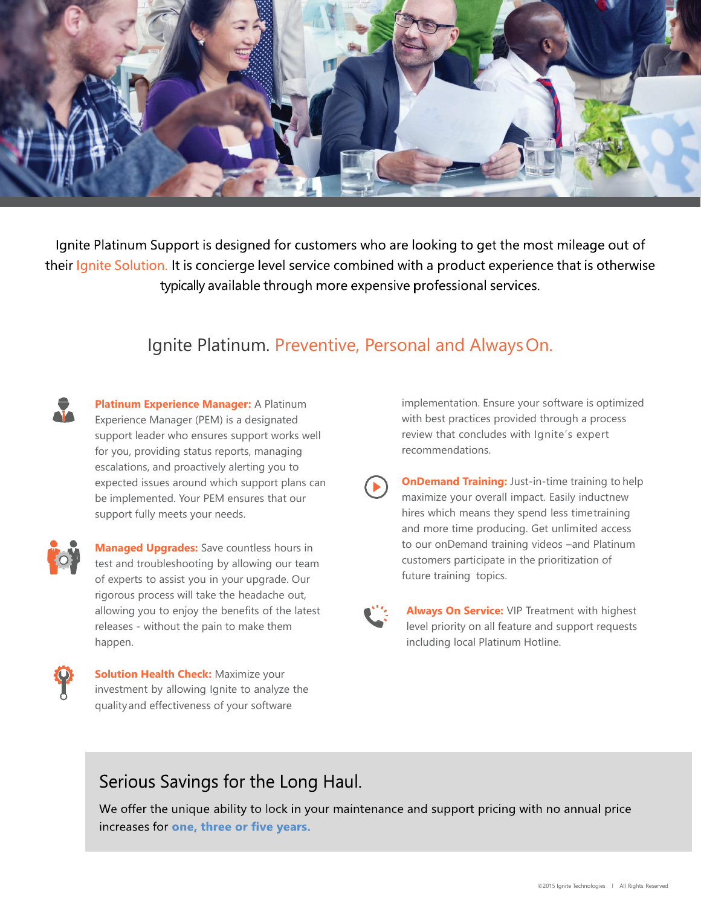Ignite Platinum Support is designed for customers who are looking to get the most mileage out of their Ignite Solution. It is concierge level service combined with a product experience that is otherwise typically available through more expensive professional services.

## Ignite Platinum. Preventive, Personal and Always On.

**Platinum Experience Manager:** A Platinum Experience Manager (PEM) is a designated support leader who ensures support works well for you, providing status reports, managing escalations, and proactively alerting you to expected issues around which support plans can be implemented. Your PEM ensures that our support fully meets your needs.

**Managed Upgrades:** Save countless hours in test and troubleshooting by allowing our team of experts to assist you in your upgrade. Our rigorous process will take the headache out, allowing you to enjoy the benefits of the latest releases - without the pain to make them happen.

**Solution Health Check:** Maximize your investment by allowing Ignite to analyze the quality and effectiveness of your software implementation. Ensure your software is optimized with best practices provided through a process review that concludes with Ignite's expert recommendations.

**OnDemand Training:** Just-in-time training to help maximize your overall impact. Easily inductnew hires which means they spend less timetraining and more time producing. Get unlimited access to our onDemand training videos –and Platinum customers participate in the prioritization of future training topics.

**Always On Service:** VIP Treatment with highest level priority on all feature and support requests including local Platinum Hotline.

## Serious Savings for the Long Haul.

We offer the unique ability to lock in your maintenance and support pricing with no annual price increases for **one, three or five years.**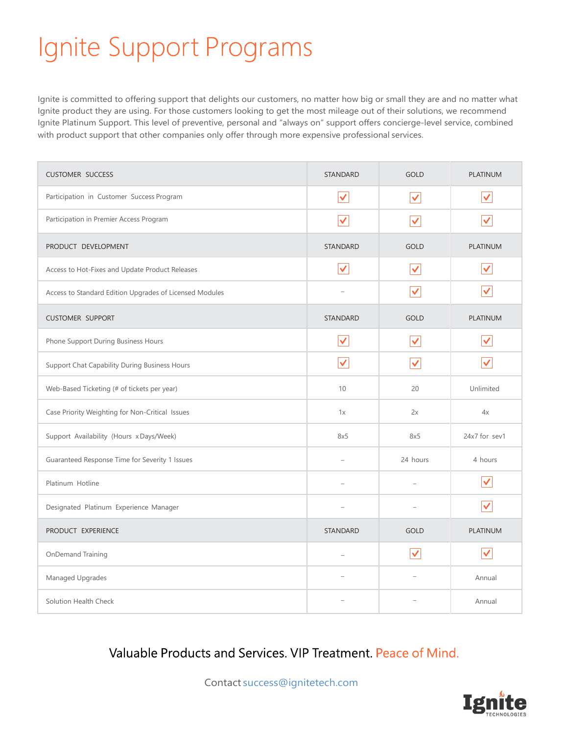# Ignite Support Programs

Ignite is committed to offering support that delights our customers, no matter how big or small they are and no matter what Ignite product they are using. For those customers looking to get the most mileage out of their solutions, we recommend Ignite Platinum Support. This level of preventive, personal and "always on" support offers concierge-level service, combined with product support that other companies only offer through more expensive professional services.

| CUSTOMER SUCCESS | STANDARD | GOLD | PLATINUM |
|---|---|---|---|
| Participation in Customer Success Program | ✓ | ✓ | ✓ |
| Participation in Premier Access Program | ✓ | ✓ | ✓ |
| **PRODUCT DEVELOPMENT** | **STANDARD** | **GOLD** | **PLATINUM** |
| Access to Hot-Fixes and Update Product Releases | ✓ | ✓ | ✓ |
| Access to Standard Edition Upgrades of Licensed Modules | – | ✓ | ✓ |
| **CUSTOMER SUPPORT** | **STANDARD** | **GOLD** | **PLATINUM** |
| Phone Support During Business Hours | ✓ | ✓ | ✓ |
| Support Chat Capability During Business Hours | ✓ | ✓ | ✓ |
| Web-Based Ticketing (# of tickets per year) | 10 | 20 | Unlimited |
| Case Priority Weighting for Non-Critical Issues | 1x | 2x | 4x |
| Support Availability (Hours x Days/Week) | 8x5 | 8x5 | 24x7 for sev1 |
| Guaranteed Response Time for Severity 1 Issues | – | 24 hours | 4 hours |
| Platinum Hotline | – | – | ✓ |
| Designated Platinum Experience Manager | – | – | ✓ |
| **PRODUCT EXPERIENCE** | **STANDARD** | **GOLD** | **PLATINUM** |
| OnDemand Training | – | ✓ | ✓ |
| Managed Upgrades | – | – | Annual |
| Solution Health Check | – | – | Annual |

Valuable Products and Services. VIP Treatment. Peace of Mind.

Contact success@ignitetech.com

Ignite TECHNOLOGIES